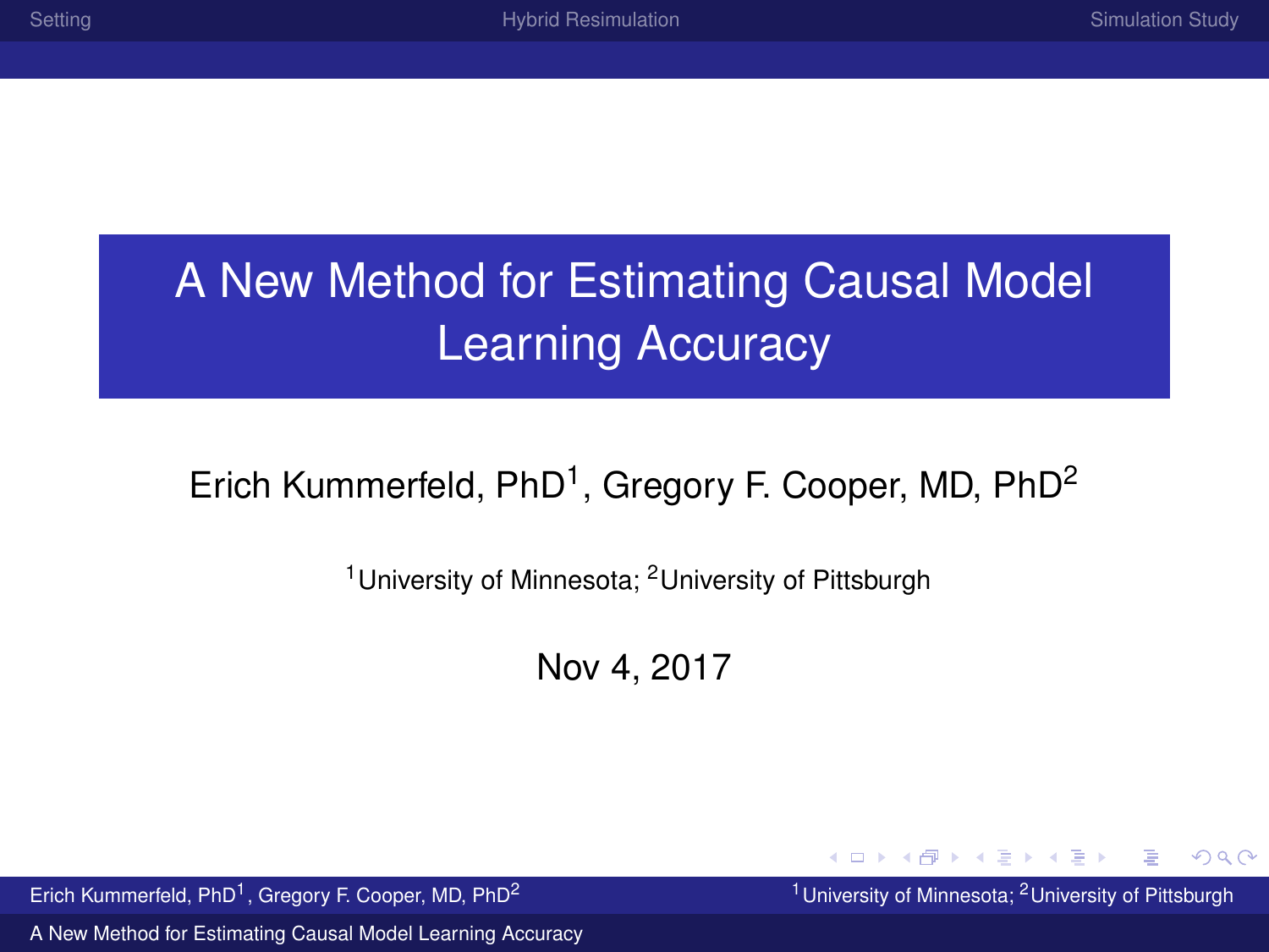# A New Method for Estimating Causal Model Learning Accuracy

Erich Kummerfeld, PhD[1], Gregory F. Cooper, MD, PhD[2]

[1]University of Minnesota; [2]University of Pittsburgh

Nov 4, 2017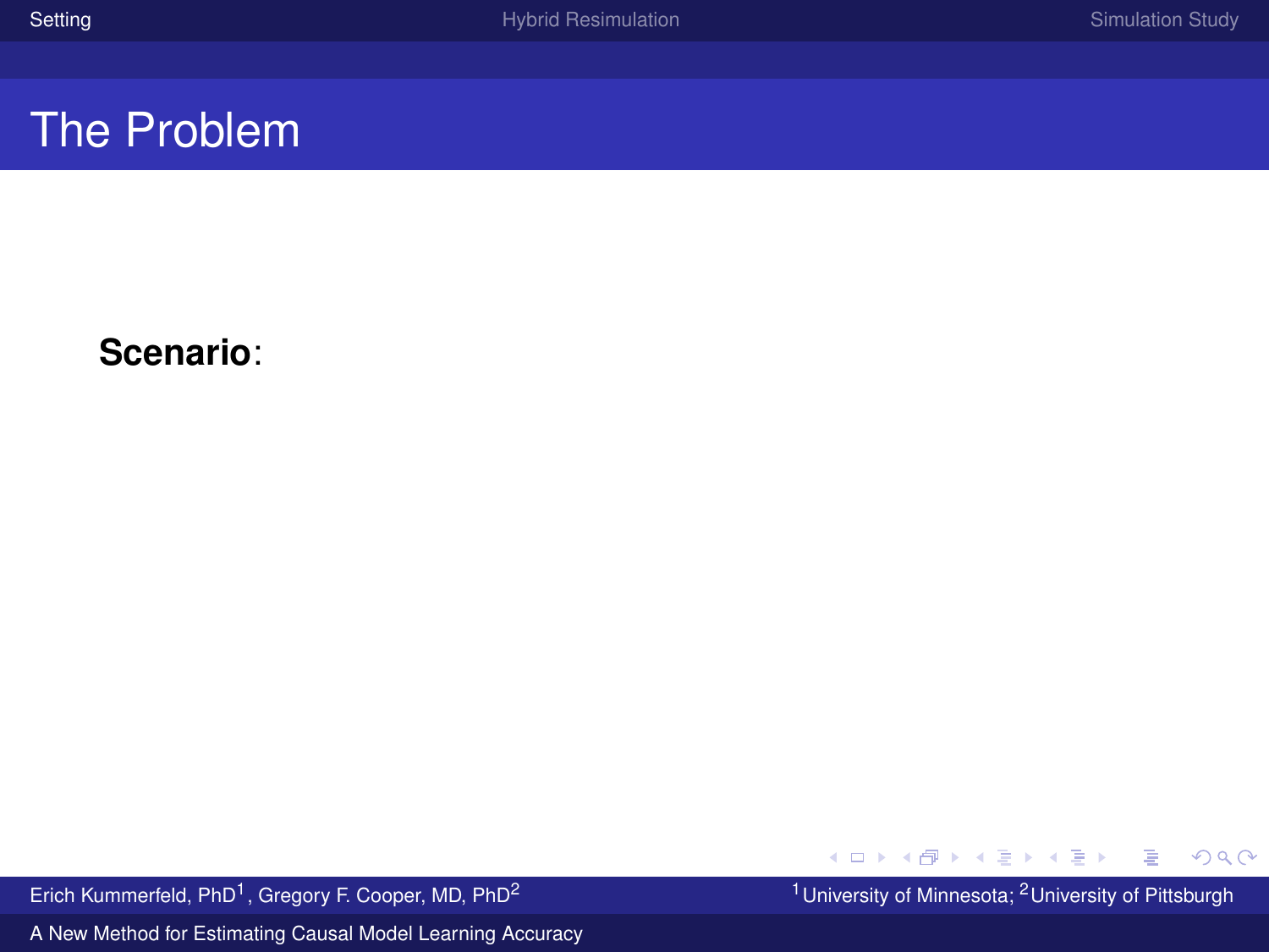# The Problem

**Scenario**: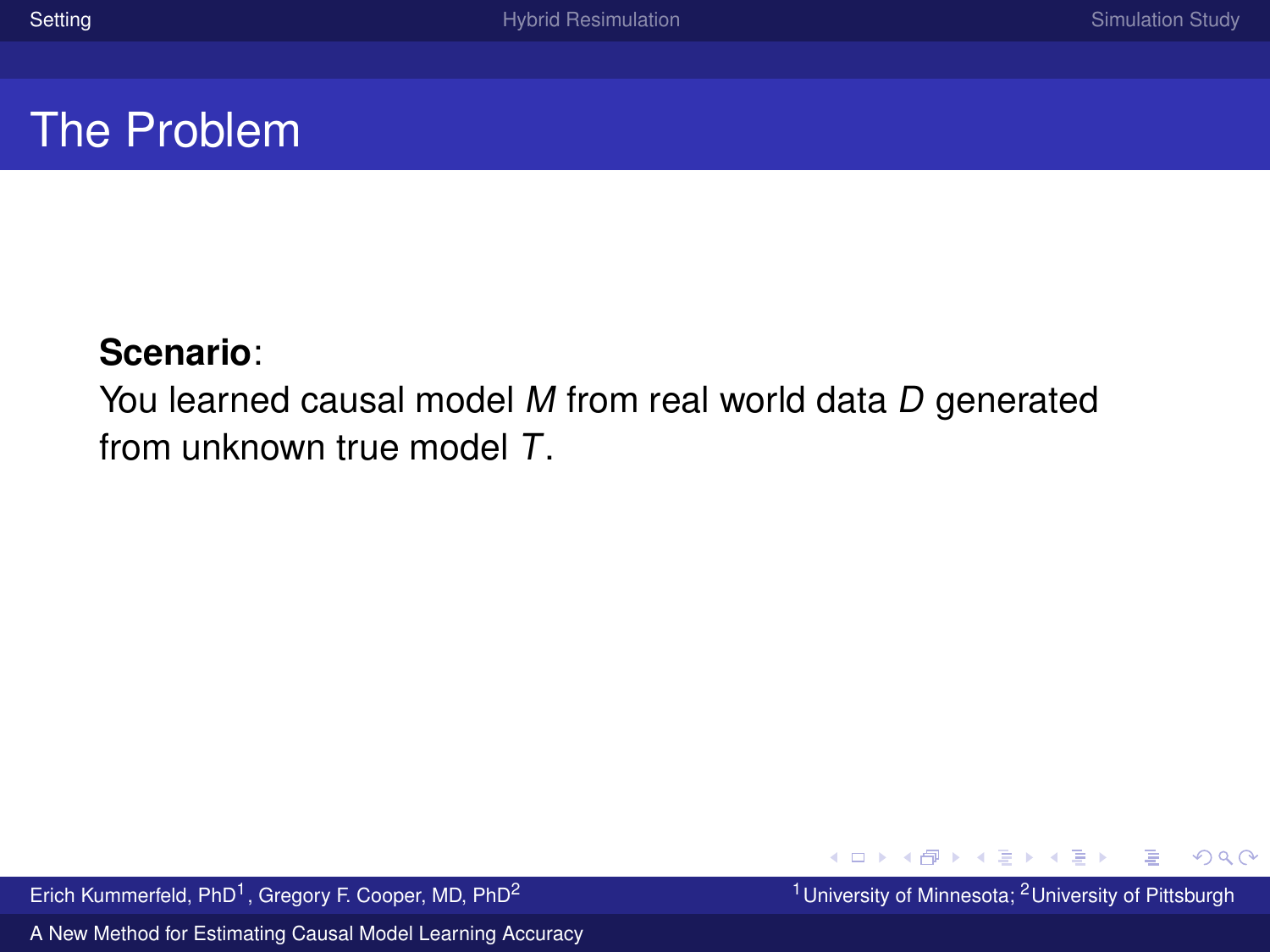# The Problem

**Scenario**:
You learned causal model $M$ from real world data $D$ generated from unknown true model $T$.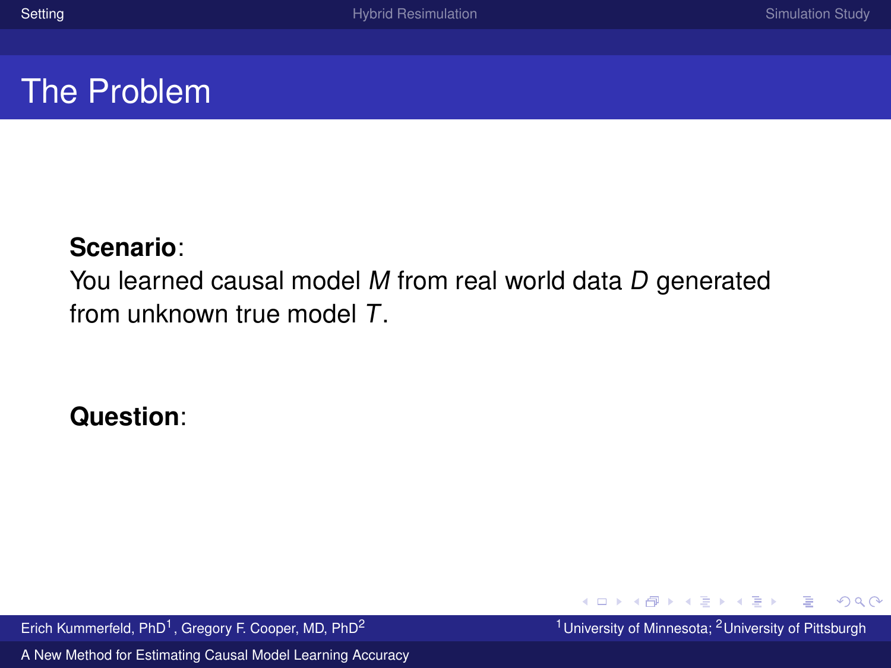# The Problem

**Scenario**:
You learned causal model $M$ from real world data $D$ generated from unknown true model $T$.

**Question**: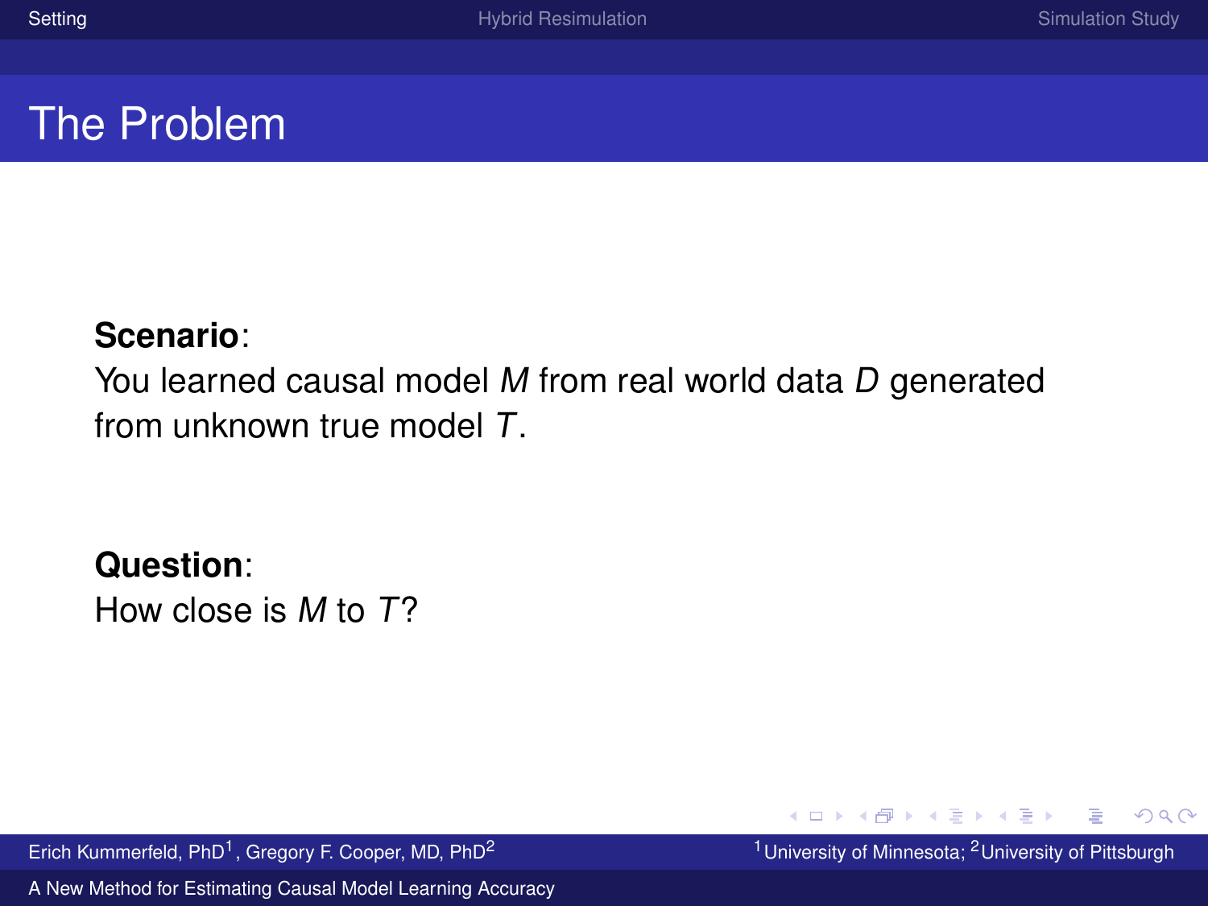# The Problem

**Scenario**:
You learned causal model $M$ from real world data $D$ generated from unknown true model $T$.

**Question**:
How close is $M$ to $T$?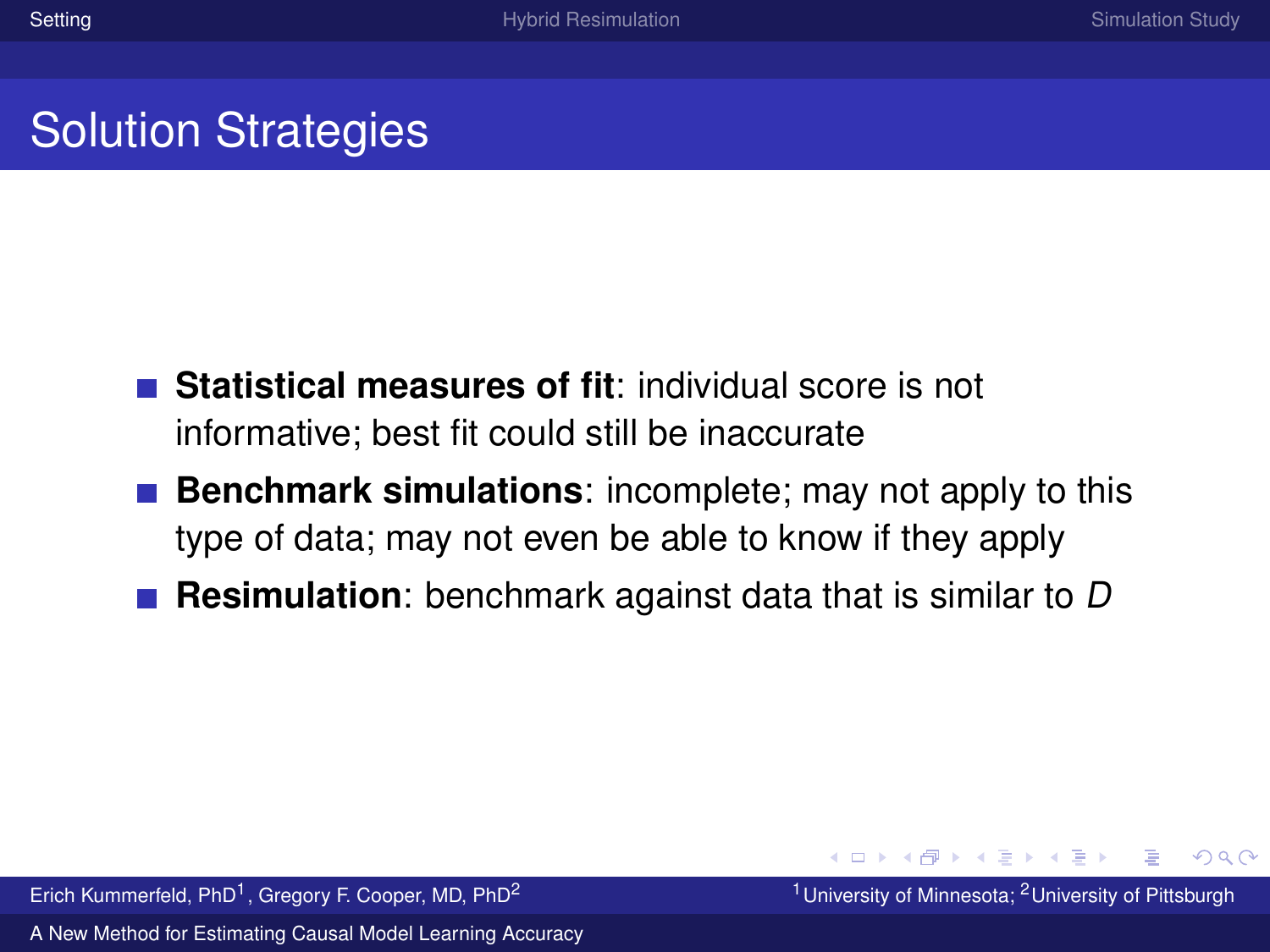# Solution Strategies

- **Statistical measures of fit**: individual score is not informative; best fit could still be inaccurate
- **Benchmark simulations**: incomplete; may not apply to this type of data; may not even be able to know if they apply
- **Resimulation**: benchmark against data that is similar to $D$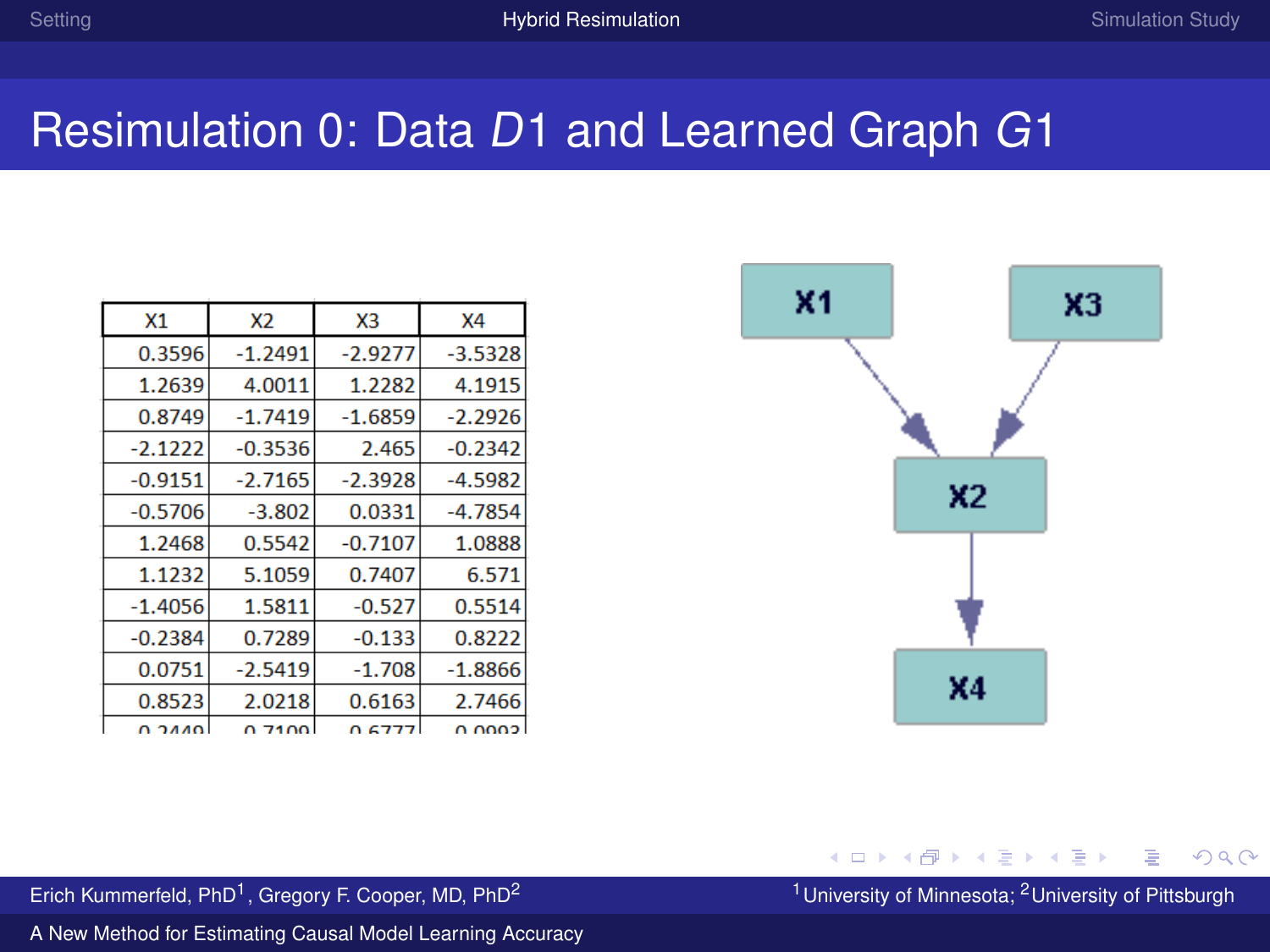# Resimulation 0: Data *D*1 and Learned Graph *G*1

| X1 | X2 | X3 | X4 |
| --- | --- | --- | --- |
| 0.3596 | -1.2491 | -2.9277 | -3.5328 |
| 1.2639 | 4.0011 | 1.2282 | 4.1915 |
| 0.8749 | -1.7419 | -1.6859 | -2.2926 |
| -2.1222 | -0.3536 | 2.465 | -0.2342 |
| -0.9151 | -2.7165 | -2.3928 | -4.5982 |
| -0.5706 | -3.802 | 0.0331 | -4.7854 |
| 1.2468 | 0.5542 | -0.7107 | 1.0888 |
| 1.1232 | 5.1059 | 0.7407 | 6.571 |
| -1.4056 | 1.5811 | -0.527 | 0.5514 |
| -0.2384 | 0.7289 | -0.133 | 0.8222 |
| 0.0751 | -2.5419 | -1.708 | -1.8866 |
| 0.8523 | 2.0218 | 0.6163 | 2.7466 |
| 0.2449 | 0.7109 | 0.6777 | 0.0993 |

X1 → X2, X3 → X2, X2 → X4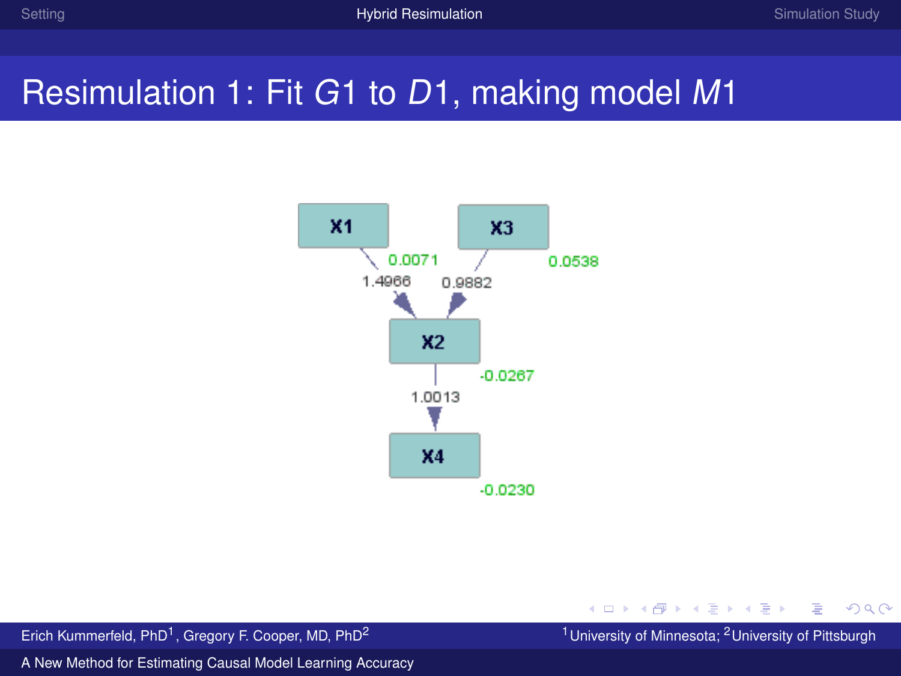# Resimulation 1: Fit $G1$ to $D1$, making model $M1$

X1, X3, X2, X4

0.0071

0.0538

1.4966

0.9882

-0.0267

1.0013

-0.0230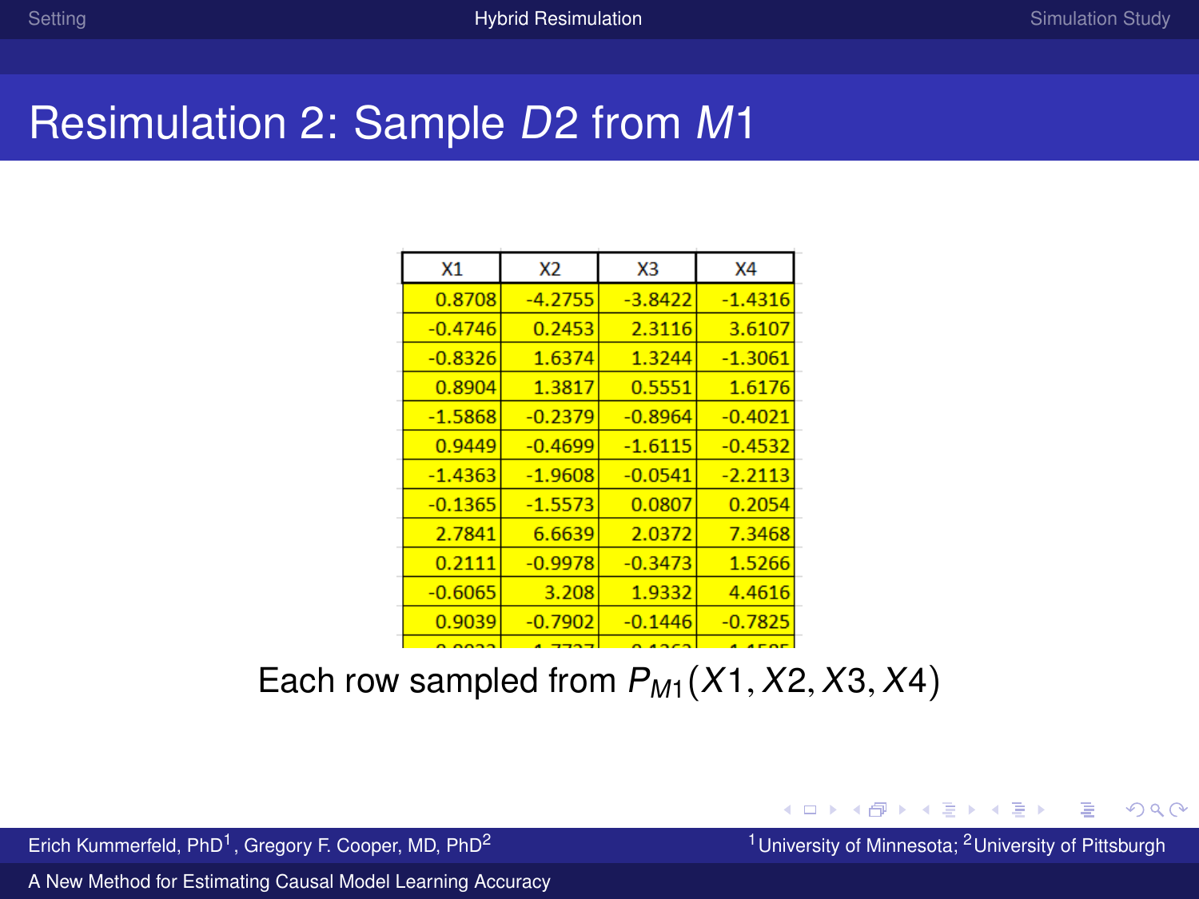# Resimulation 2: Sample $D2$ from $M1$

| X1 | X2 | X3 | X4 |
|---|---|---|---|
| 0.8708 | -4.2755 | -3.8422 | -1.4316 |
| -0.4746 | 0.2453 | 2.3116 | 3.6107 |
| -0.8326 | 1.6374 | 1.3244 | -1.3061 |
| 0.8904 | 1.3817 | 0.5551 | 1.6176 |
| -1.5868 | -0.2379 | -0.8964 | -0.4021 |
| 0.9449 | -0.4699 | -1.6115 | -0.4532 |
| -1.4363 | -1.9608 | -0.0541 | -2.2113 |
| -0.1365 | -1.5573 | 0.0807 | 0.2054 |
| 2.7841 | 6.6639 | 2.0372 | 7.3468 |
| 0.2111 | -0.9978 | -0.3473 | 1.5266 |
| -0.6065 | 3.208 | 1.9332 | 4.4616 |
| 0.9039 | -0.7902 | -0.1446 | -0.7825 |

Each row sampled from $P_{M1}(X1, X2, X3, X4)$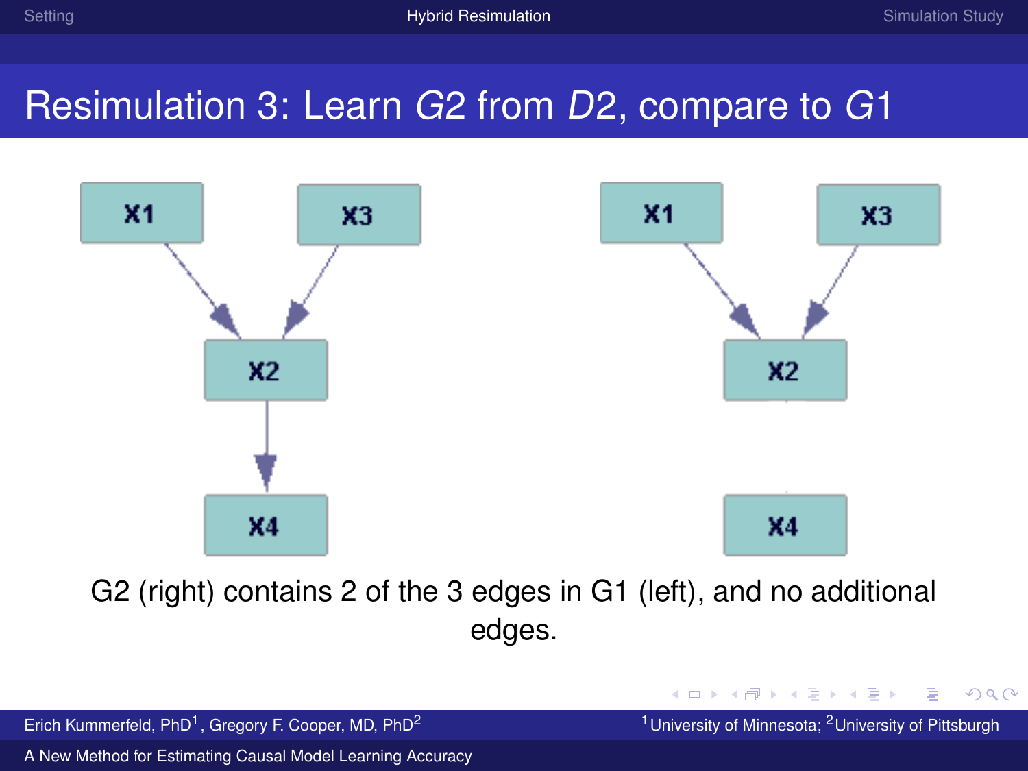## Resimulation 3: Learn *G2* from *D2*, compare to *G1*

G2 (right) contains 2 of the 3 edges in G1 (left), and no additional edges.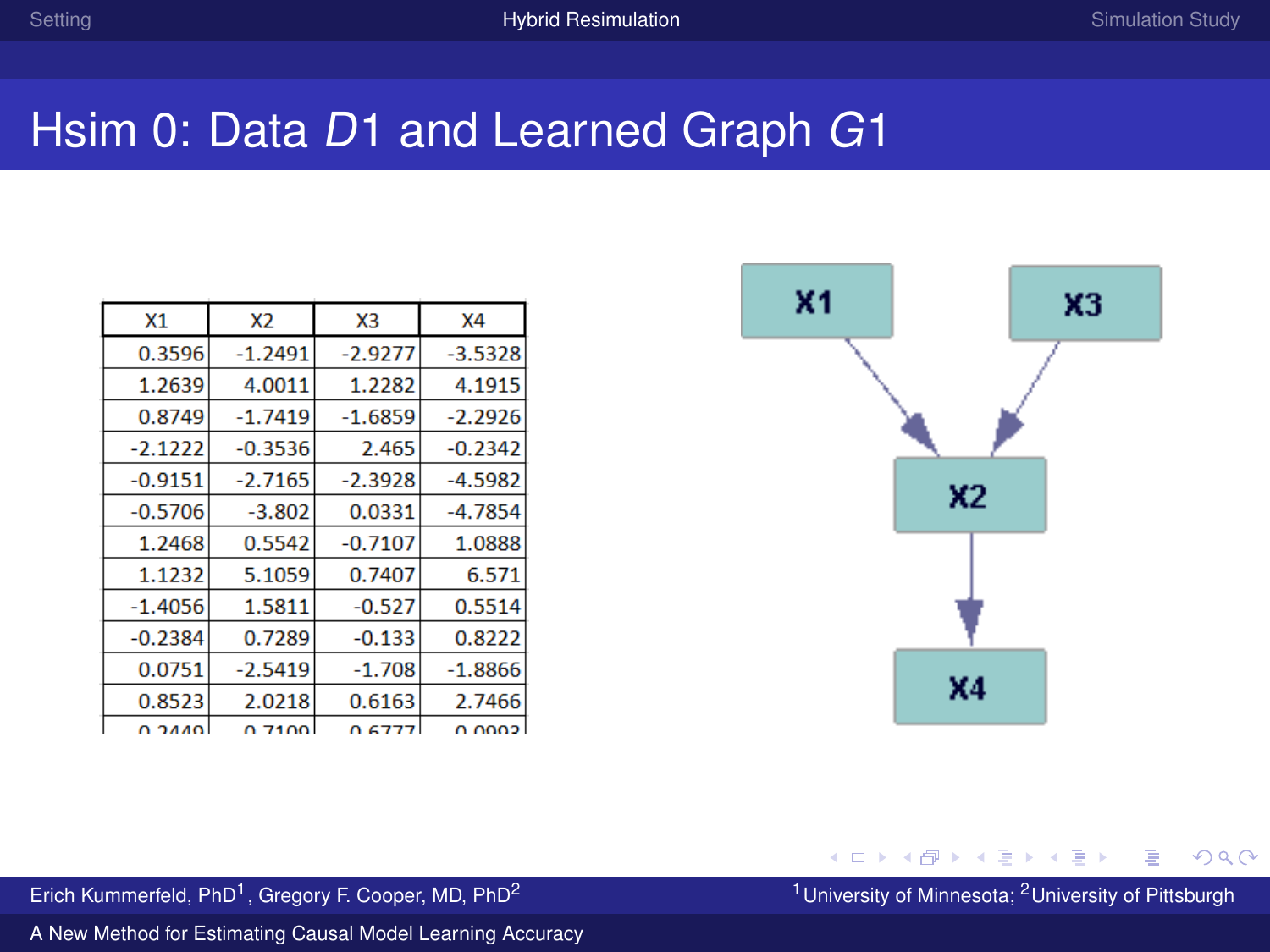# Hsim 0: Data *D*1 and Learned Graph *G*1

| X1 | X2 | X3 | X4 |
|---|---|---|---|
| 0.3596 | -1.2491 | -2.9277 | -3.5328 |
| 1.2639 | 4.0011 | 1.2282 | 4.1915 |
| 0.8749 | -1.7419 | -1.6859 | -2.2926 |
| -2.1222 | -0.3536 | 2.465 | -0.2342 |
| -0.9151 | -2.7165 | -2.3928 | -4.5982 |
| -0.5706 | -3.802 | 0.0331 | -4.7854 |
| 1.2468 | 0.5542 | -0.7107 | 1.0888 |
| 1.1232 | 5.1059 | 0.7407 | 6.571 |
| -1.4056 | 1.5811 | -0.527 | 0.5514 |
| -0.2384 | 0.7289 | -0.133 | 0.8222 |
| 0.0751 | -2.5419 | -1.708 | -1.8866 |
| 0.8523 | 2.0218 | 0.6163 | 2.7466 |
| 0.2449 | 0.7109 | 0.6777 | 0.0993 |

X1 → X2, X3 → X2, X2 → X4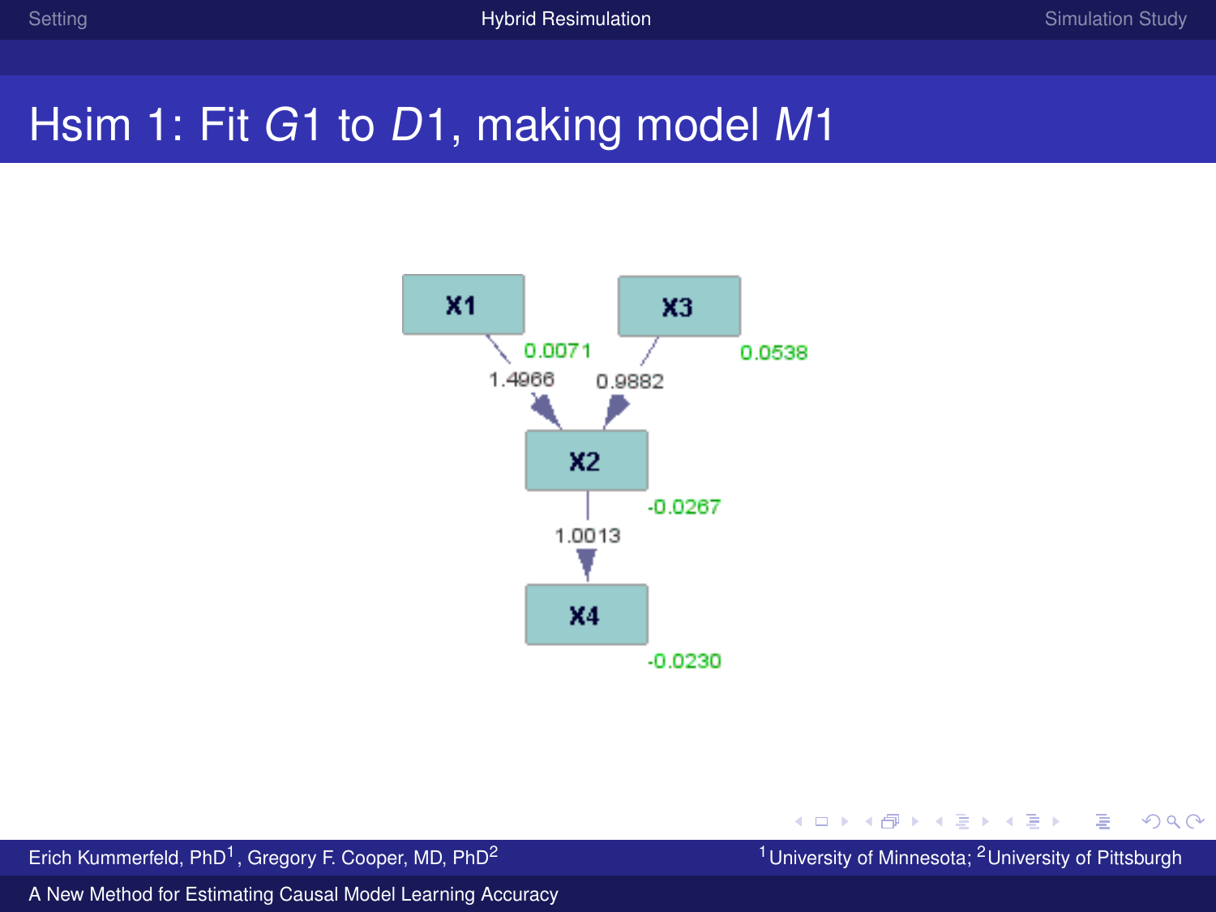# Hsim 1: Fit $G1$ to $D1$, making model $M1$

X1 → X2 (1.4966)
X3 → X2 (0.9882)
X2 → X4 (1.0013)

X1: 0.0071
X3: 0.0538
X2: -0.0267
X4: -0.0230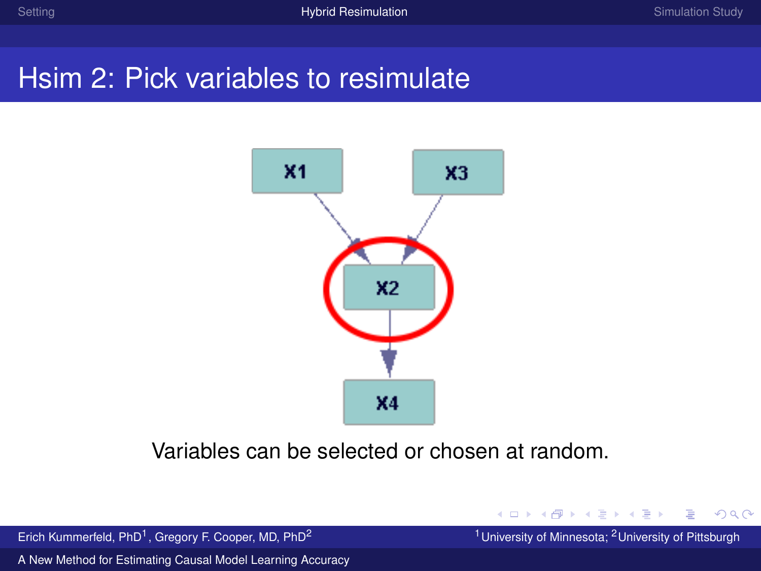# Hsim 2: Pick variables to resimulate

X1 X3

X2

X4

Variables can be selected or chosen at random.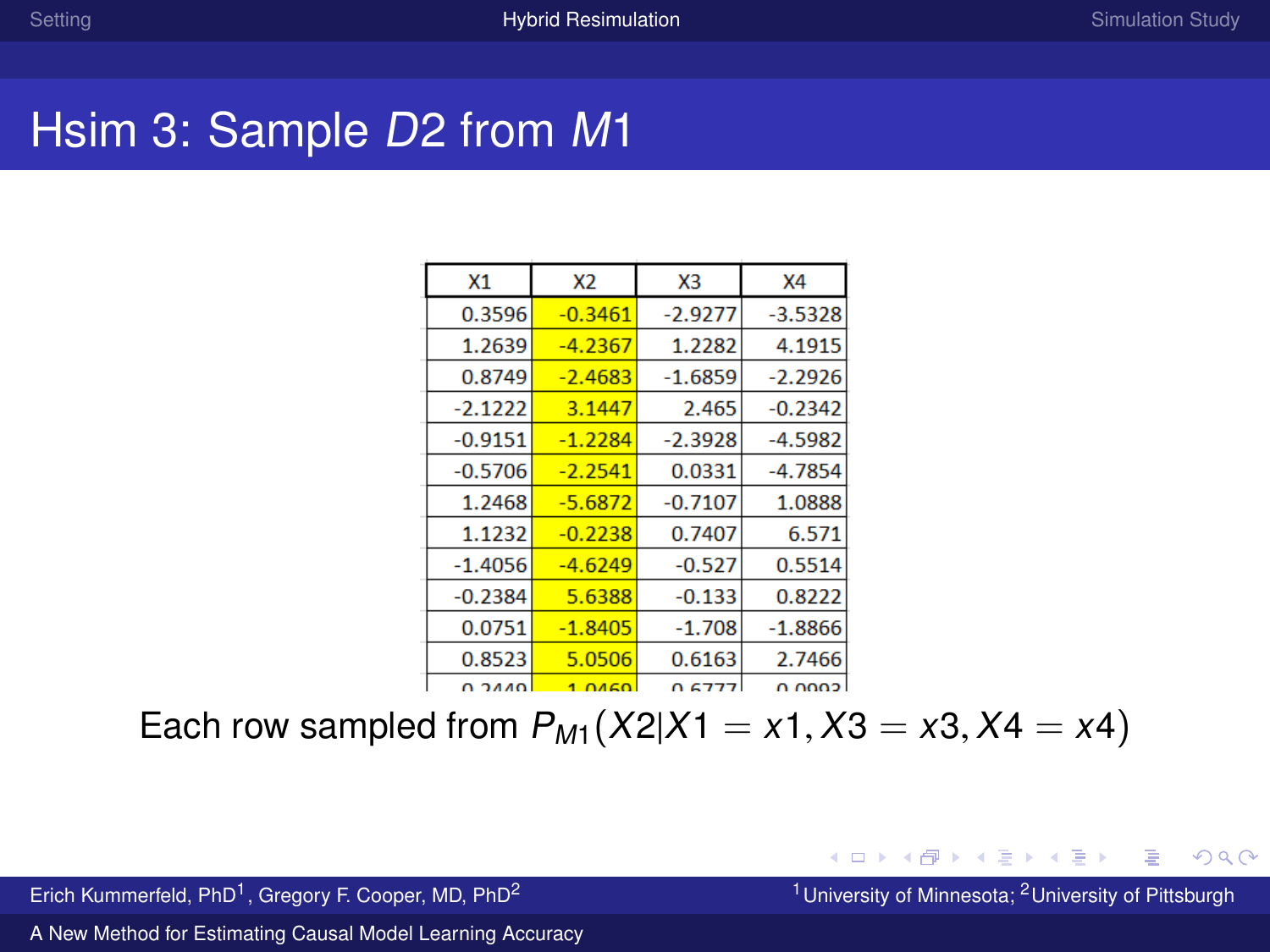# Hsim 3: Sample $D2$ from $M1$

| X1 | X2 | X3 | X4 |
|---|---|---|---|
| 0.3596 | -0.3461 | -2.9277 | -3.5328 |
| 1.2639 | -4.2367 | 1.2282 | 4.1915 |
| 0.8749 | -2.4683 | -1.6859 | -2.2926 |
| -2.1222 | 3.1447 | 2.465 | -0.2342 |
| -0.9151 | -1.2284 | -2.3928 | -4.5982 |
| -0.5706 | -2.2541 | 0.0331 | -4.7854 |
| 1.2468 | -5.6872 | -0.7107 | 1.0888 |
| 1.1232 | -0.2238 | 0.7407 | 6.571 |
| -1.4056 | -4.6249 | -0.527 | 0.5514 |
| -0.2384 | 5.6388 | -0.133 | 0.8222 |
| 0.0751 | -1.8405 | -1.708 | -1.8866 |
| 0.8523 | 5.0506 | 0.6163 | 2.7466 |
| 0.2449 | 1.0469 | 0.6777 | 0.0993 |

Each row sampled from $P_{M1}(X2|X1 = x1, X3 = x3, X4 = x4)$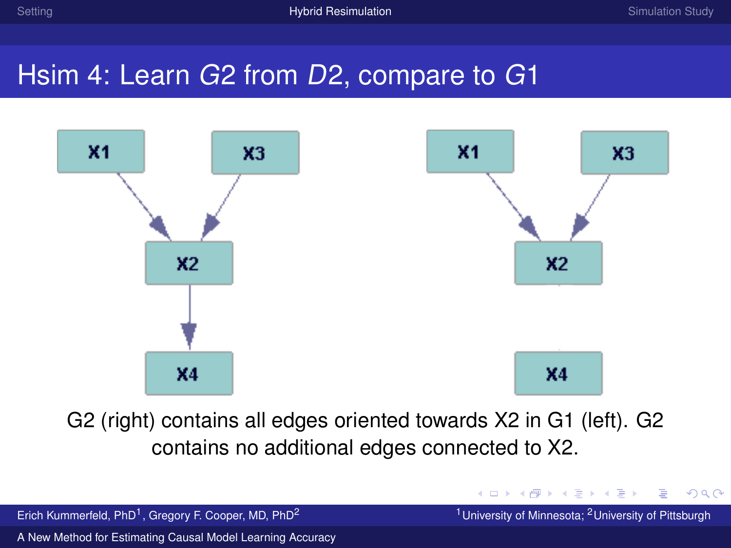# Hsim 4: Learn *G*2 from *D*2, compare to *G*1

G2 (right) contains all edges oriented towards X2 in G1 (left). G2 contains no additional edges connected to X2.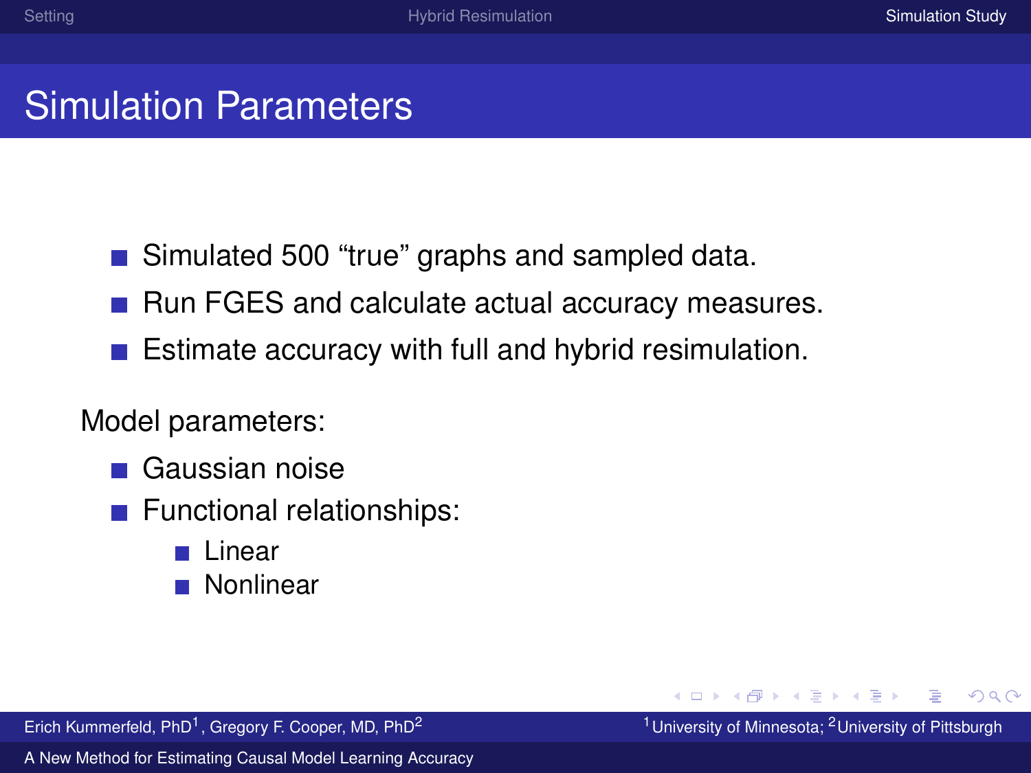# Simulation Parameters

- Simulated 500 “true” graphs and sampled data.
- Run FGES and calculate actual accuracy measures.
- Estimate accuracy with full and hybrid resimulation.

Model parameters:

- Gaussian noise
- Functional relationships:
  - Linear
  - Nonlinear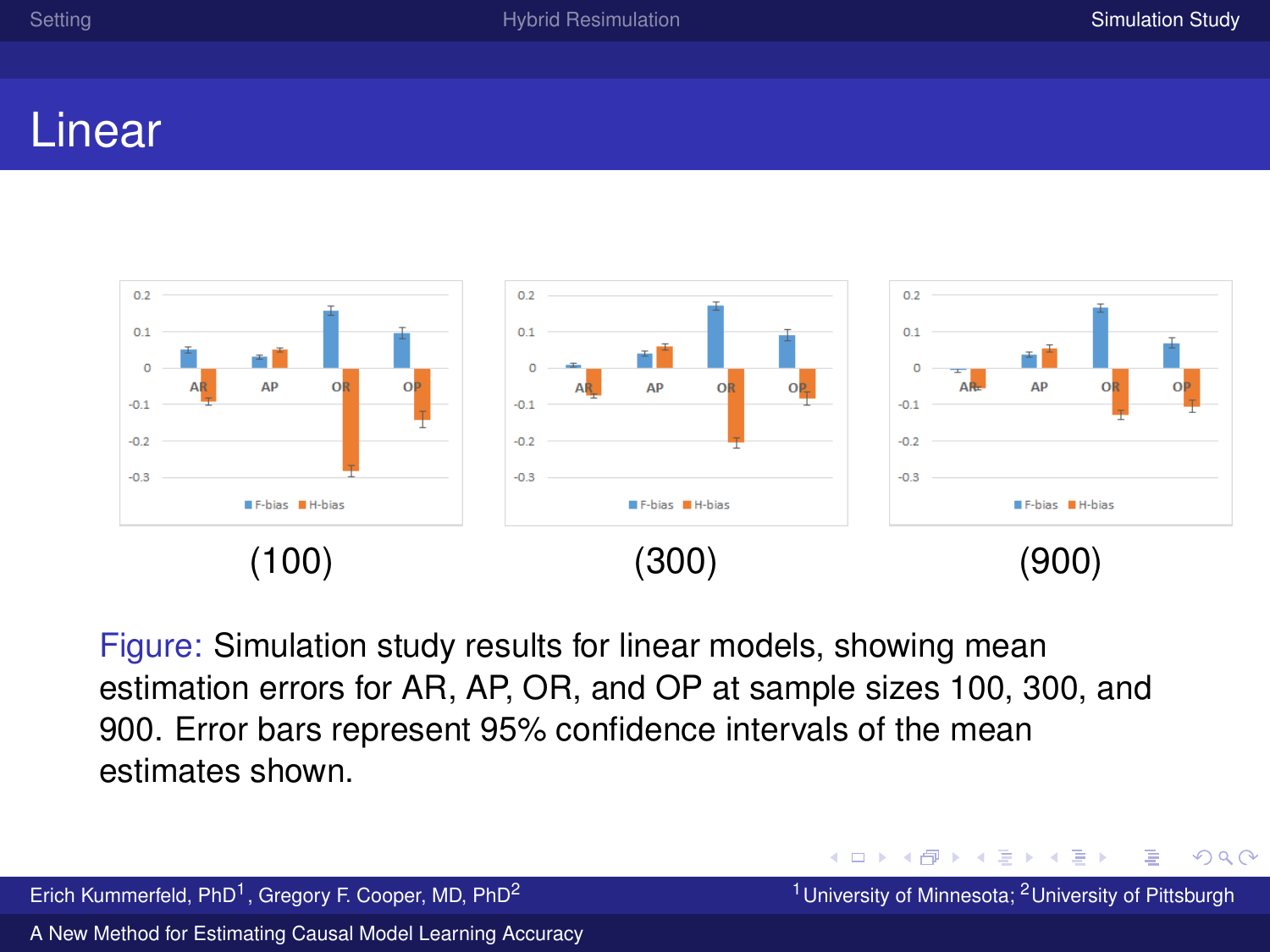# Linear

(100)

(300)

(900)

Figure: Simulation study results for linear models, showing mean estimation errors for AR, AP, OR, and OP at sample sizes 100, 300, and 900. Error bars represent 95% confidence intervals of the mean estimates shown.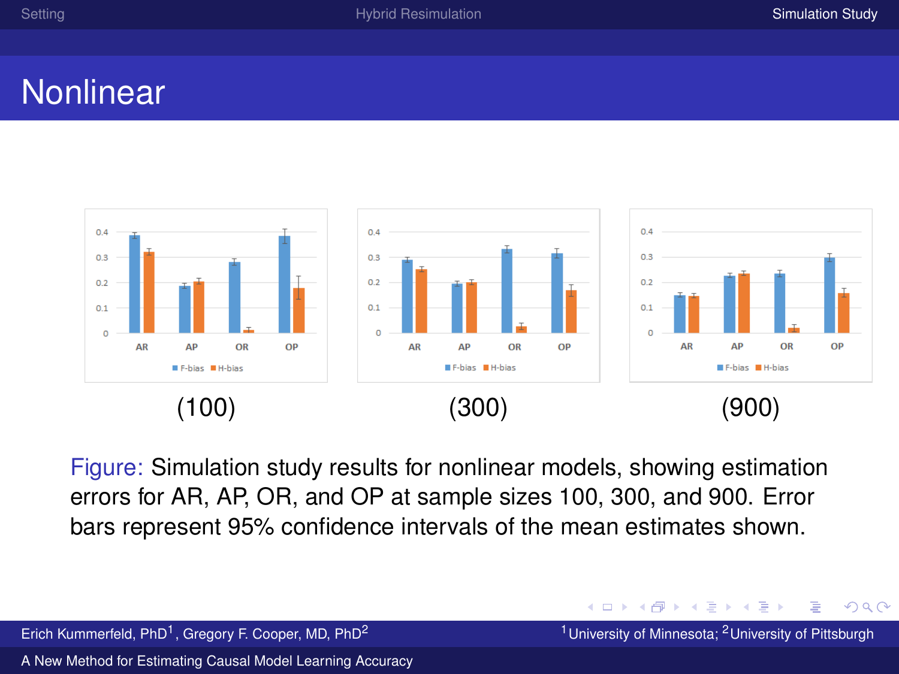# Nonlinear

(100) (300) (900)

Figure: Simulation study results for nonlinear models, showing estimation errors for AR, AP, OR, and OP at sample sizes 100, 300, and 900. Error bars represent 95% confidence intervals of the mean estimates shown.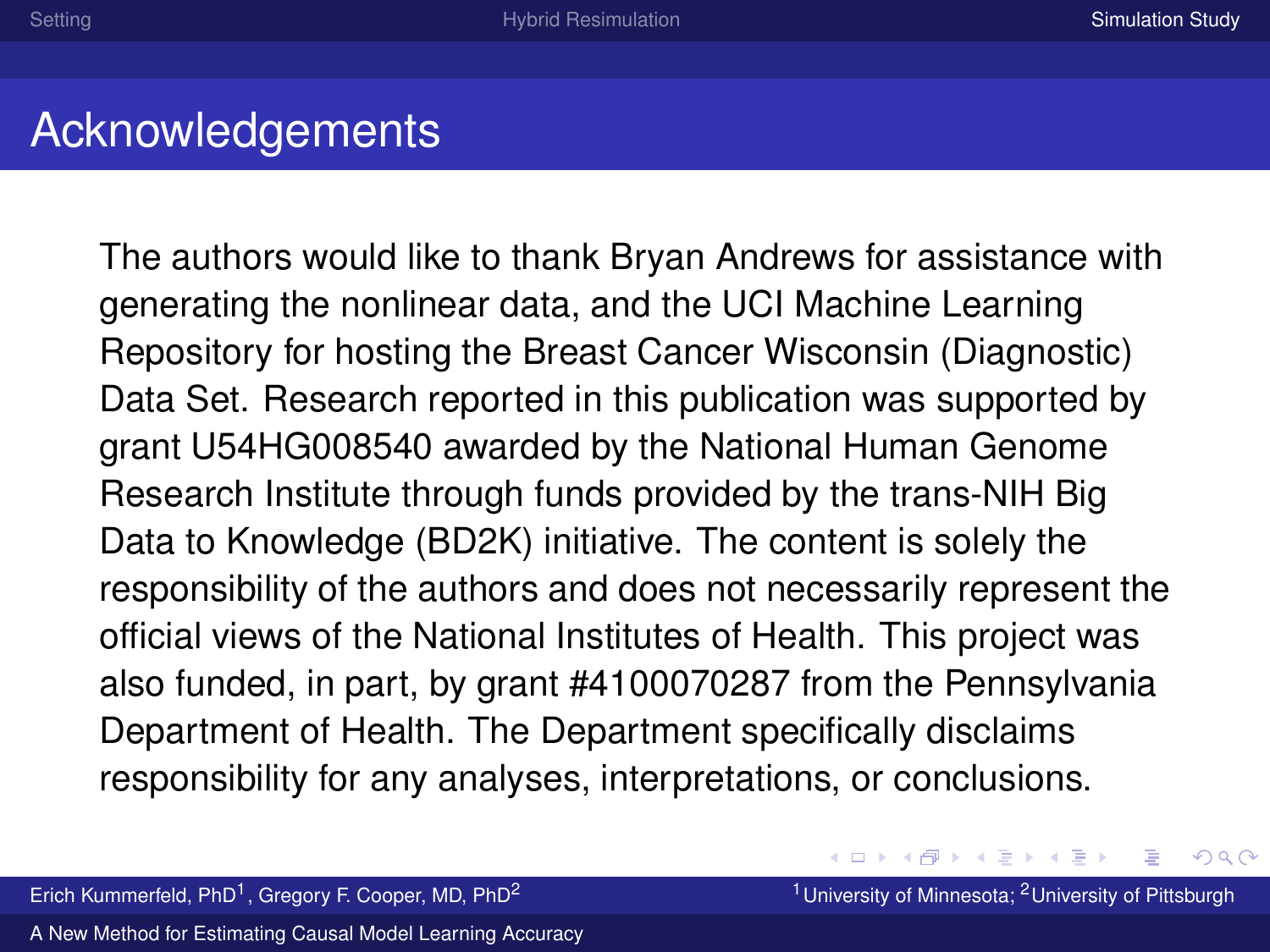# Acknowledgements

The authors would like to thank Bryan Andrews for assistance with generating the nonlinear data, and the UCI Machine Learning Repository for hosting the Breast Cancer Wisconsin (Diagnostic) Data Set. Research reported in this publication was supported by grant U54HG008540 awarded by the National Human Genome Research Institute through funds provided by the trans-NIH Big Data to Knowledge (BD2K) initiative. The content is solely the responsibility of the authors and does not necessarily represent the official views of the National Institutes of Health. This project was also funded, in part, by grant #4100070287 from the Pennsylvania Department of Health. The Department specifically disclaims responsibility for any analyses, interpretations, or conclusions.